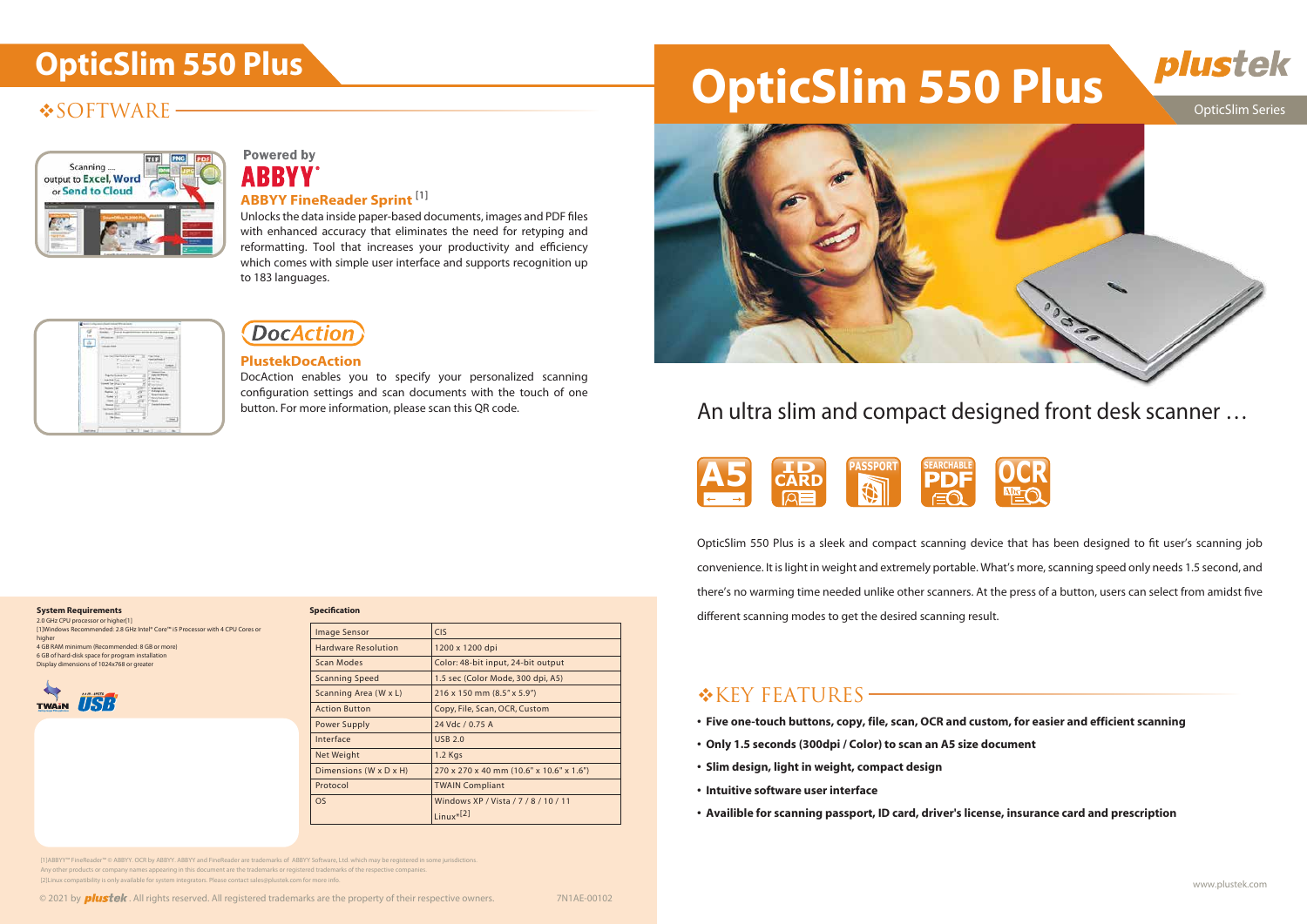# OpticSlim 550 Plus

## ❖SOFTWARE

Powered by ABBYY

### ABBYY FineReader Sprint [1]

Unlocks the data inside paper-based documents, images and PDF files with enhanced accuracy that eliminates the need for retyping and reformatting. Tool that increases your productivity and efficiency which comes with simple user interface and supports recognition up to 183 languages.

### PlustekDocAction

DocAction enables you to specify your personalized scanning configuration settings and scan documents with the touch of one button. For more information, please scan this QR code.

**System Requirements**

2.0 GHz CPU processor or higher[1]
[1]Windows Recommended: 2.8 GHz Intel® Core™ i5 Processor with 4 CPU Cores or higher
4 GB RAM minimum (Recommended: 8 GB or more)
6 GB of hard-disk space for program installation
Display dimensions of 1024x768 or greater

**Specification**

| | |
|---|---|
| Image Sensor | CIS |
| Hardware Resolution | 1200 x 1200 dpi |
| Scan Modes | Color: 48-bit input, 24-bit output |
| Scanning Speed | 1.5 sec (Color Mode, 300 dpi, A5) |
| Scanning Area (W x L) | 216 x 150 mm (8.5" x 5.9") |
| Action Button | Copy, File, Scan, OCR, Custom |
| Power Supply | 24 Vdc / 0.75 A |
| Interface | USB 2.0 |
| Net Weight | 1.2 Kgs |
| Dimensions (W x D x H) | 270 x 270 x 40 mm (10.6" x 10.6" x 1.6") |
| Protocol | TWAIN Compliant |
| OS | Windows XP / Vista / 7 / 8 / 10 / 11 Linux*[2] |

[1]ABBYY™ FineReader™ © ABBYY. OCR by ABBYY. ABBYY and FineReader are trademarks of ABBYY Software, Ltd. which may be registered in some jurisdictions.
Any other products or company names appearing in this document are the trademarks or registered trademarks of the respective companies.
[2]Linux compatibility is only available for system integrators. Please contact sales@plustek.com for more info.

© 2021 by plustek. All rights reserved. All registered trademarks are the property of their respective owners. 7N1AE-00102

# OpticSlim 550 Plus

plustek — OpticSlim Series

## An ultra slim and compact designed front desk scanner …

A5 · ID CARD · PASSPORT · SEARCHABLE PDF · OCR

OpticSlim 550 Plus is a sleek and compact scanning device that has been designed to fit user's scanning job convenience. It is light in weight and extremely portable. What's more, scanning speed only needs 1.5 second, and there's no warming time needed unlike other scanners. At the press of a button, users can select from amidst five different scanning modes to get the desired scanning result.

## ❖KEY FEATURES

- **Five one-touch buttons, copy, file, scan, OCR and custom, for easier and efficient scanning**
- **Only 1.5 seconds (300dpi / Color) to scan an A5 size document**
- **Slim design, light in weight, compact design**
- **Intuitive software user interface**
- **Availible for scanning passport, ID card, driver's license, insurance card and prescription**

www.plustek.com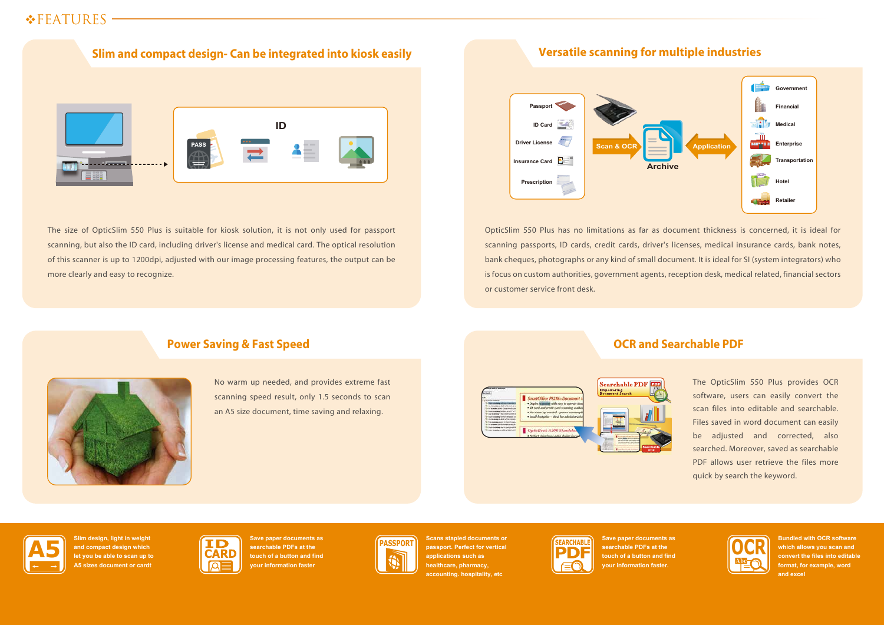# ❖FEATURES

## Slim and compact design- Can be integrated into kiosk easily

The size of OpticSlim 550 Plus is suitable for kiosk solution, it is not only used for passport scanning, but also the ID card, including driver's license and medical card. The optical resolution of this scanner is up to 1200dpi, adjusted with our image processing features, the output can be more clearly and easy to recognize.

## Versatile scanning for multiple industries

OpticSlim 550 Plus has no limitations as far as document thickness is concerned, it is ideal for scanning passports, ID cards, credit cards, driver's licenses, medical insurance cards, bank notes, bank cheques, photographs or any kind of small document. It is ideal for SI (system integrators) who is focus on custom authorities, government agents, reception desk, medical related, financial sectors or customer service front desk.

## Power Saving & Fast Speed

No warm up needed, and provides extreme fast scanning speed result, only 1.5 seconds to scan an A5 size document, time saving and relaxing.

## OCR and Searchable PDF

The OpticSlim 550 Plus provides OCR software, users can easily convert the scan files into editable and searchable. Files saved in word document can easily be adjusted and corrected, also searched. Moreover, saved as searchable PDF allows user retrieve the files more quick by search the keyword.

**Slim design, light in weight and compact design which let you be able to scan up to A5 sizes document or cardt**

**Save paper documents as searchable PDFs at the touch of a button and find your information faster**

**Scans stapled documents or passport. Perfect for vertical applications such as healthcare, pharmacy, accounting, hospitality, etc**

**Save paper documents as searchable PDFs at the touch of a button and find your information faster.**

**Bundled with OCR software which allows you scan and convert the files into editable format, for example, word and excel**